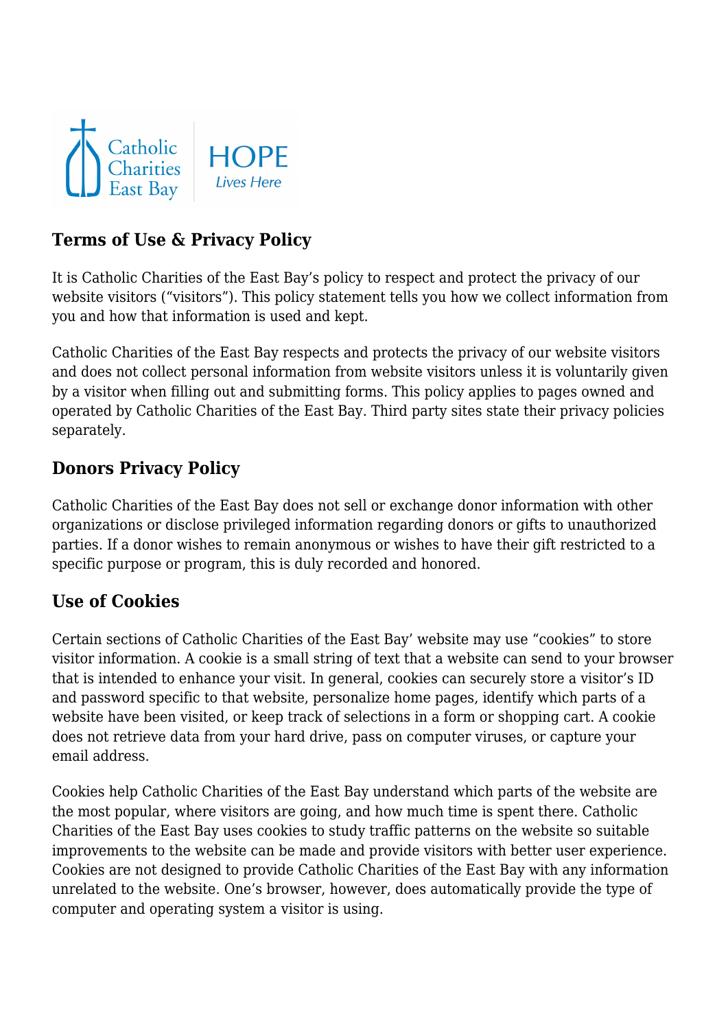## Terms of Use & Privacy Policy

It is Catholic Charities of the East Bay's policy to respect and protect the privacy of our website visitors ("visitors"). This policy statement tells you how we collect information from you and how that information is used and kept.

Catholic Charities of the East Bay respects and protects the privacy of our website visitors and does not collect personal information from website visitors unless it is voluntarily given by a visitor when filling out and submitting forms. This policy applies to pages owned and operated by Catholic Charities of the East Bay. Third party sites state their privacy policies separately.

## Donors Privacy Policy

Catholic Charities of the East Bay does not sell or exchange donor information with other organizations or disclose privileged information regarding donors or gifts to unauthorized parties. If a donor wishes to remain anonymous or wishes to have their gift restricted to a specific purpose or program, this is duly recorded and honored.

## Use of Cookies

Certain sections of Catholic Charities of the East Bay' website may use "cookies" to store visitor information. A cookie is a small string of text that a website can send to your browser that is intended to enhance your visit. In general, cookies can securely store a visitor's ID and password specific to that website, personalize home pages, identify which parts of a website have been visited, or keep track of selections in a form or shopping cart. A cookie does not retrieve data from your hard drive, pass on computer viruses, or capture your email address.

Cookies help Catholic Charities of the East Bay understand which parts of the website are the most popular, where visitors are going, and how much time is spent there. Catholic Charities of the East Bay uses cookies to study traffic patterns on the website so suitable improvements to the website can be made and provide visitors with better user experience. Cookies are not designed to provide Catholic Charities of the East Bay with any information unrelated to the website. One's browser, however, does automatically provide the type of computer and operating system a visitor is using.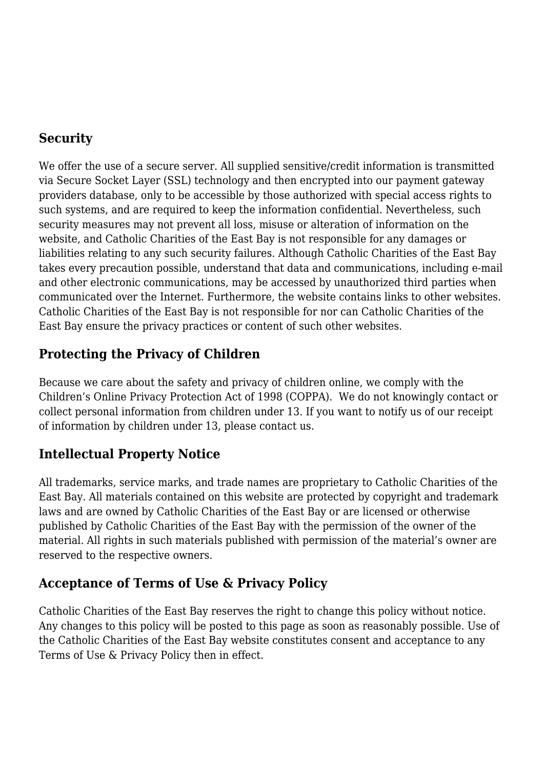## Security

We offer the use of a secure server. All supplied sensitive/credit information is transmitted via Secure Socket Layer (SSL) technology and then encrypted into our payment gateway providers database, only to be accessible by those authorized with special access rights to such systems, and are required to keep the information confidential. Nevertheless, such security measures may not prevent all loss, misuse or alteration of information on the website, and Catholic Charities of the East Bay is not responsible for any damages or liabilities relating to any such security failures. Although Catholic Charities of the East Bay takes every precaution possible, understand that data and communications, including e-mail and other electronic communications, may be accessed by unauthorized third parties when communicated over the Internet. Furthermore, the website contains links to other websites. Catholic Charities of the East Bay is not responsible for nor can Catholic Charities of the East Bay ensure the privacy practices or content of such other websites.

## Protecting the Privacy of Children

Because we care about the safety and privacy of children online, we comply with the Children's Online Privacy Protection Act of 1998 (COPPA). We do not knowingly contact or collect personal information from children under 13. If you want to notify us of our receipt of information by children under 13, please contact us.

## Intellectual Property Notice

All trademarks, service marks, and trade names are proprietary to Catholic Charities of the East Bay. All materials contained on this website are protected by copyright and trademark laws and are owned by Catholic Charities of the East Bay or are licensed or otherwise published by Catholic Charities of the East Bay with the permission of the owner of the material. All rights in such materials published with permission of the material's owner are reserved to the respective owners.

## Acceptance of Terms of Use & Privacy Policy

Catholic Charities of the East Bay reserves the right to change this policy without notice. Any changes to this policy will be posted to this page as soon as reasonably possible. Use of the Catholic Charities of the East Bay website constitutes consent and acceptance to any Terms of Use & Privacy Policy then in effect.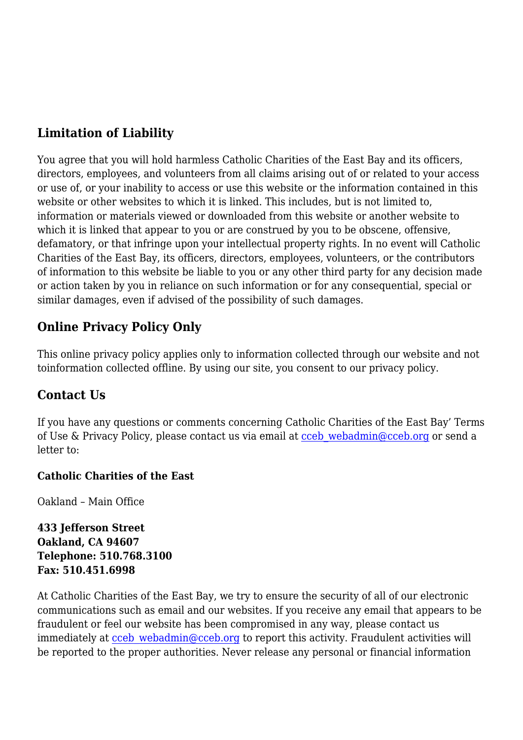## Limitation of Liability

You agree that you will hold harmless Catholic Charities of the East Bay and its officers, directors, employees, and volunteers from all claims arising out of or related to your access or use of, or your inability to access or use this website or the information contained in this website or other websites to which it is linked. This includes, but is not limited to, information or materials viewed or downloaded from this website or another website to which it is linked that appear to you or are construed by you to be obscene, offensive, defamatory, or that infringe upon your intellectual property rights. In no event will Catholic Charities of the East Bay, its officers, directors, employees, volunteers, or the contributors of information to this website be liable to you or any other third party for any decision made or action taken by you in reliance on such information or for any consequential, special or similar damages, even if advised of the possibility of such damages.

## Online Privacy Policy Only

This online privacy policy applies only to information collected through our website and not toinformation collected offline. By using our site, you consent to our privacy policy.

## Contact Us

If you have any questions or comments concerning Catholic Charities of the East Bay' Terms of Use & Privacy Policy, please contact us via email at cceb_webadmin@cceb.org or send a letter to:

**Catholic Charities of the East**

Oakland – Main Office

**433 Jefferson Street**
**Oakland, CA 94607**
**Telephone: 510.768.3100**
**Fax: 510.451.6998**

At Catholic Charities of the East Bay, we try to ensure the security of all of our electronic communications such as email and our websites. If you receive any email that appears to be fraudulent or feel our website has been compromised in any way, please contact us immediately at cceb_webadmin@cceb.org to report this activity. Fraudulent activities will be reported to the proper authorities. Never release any personal or financial information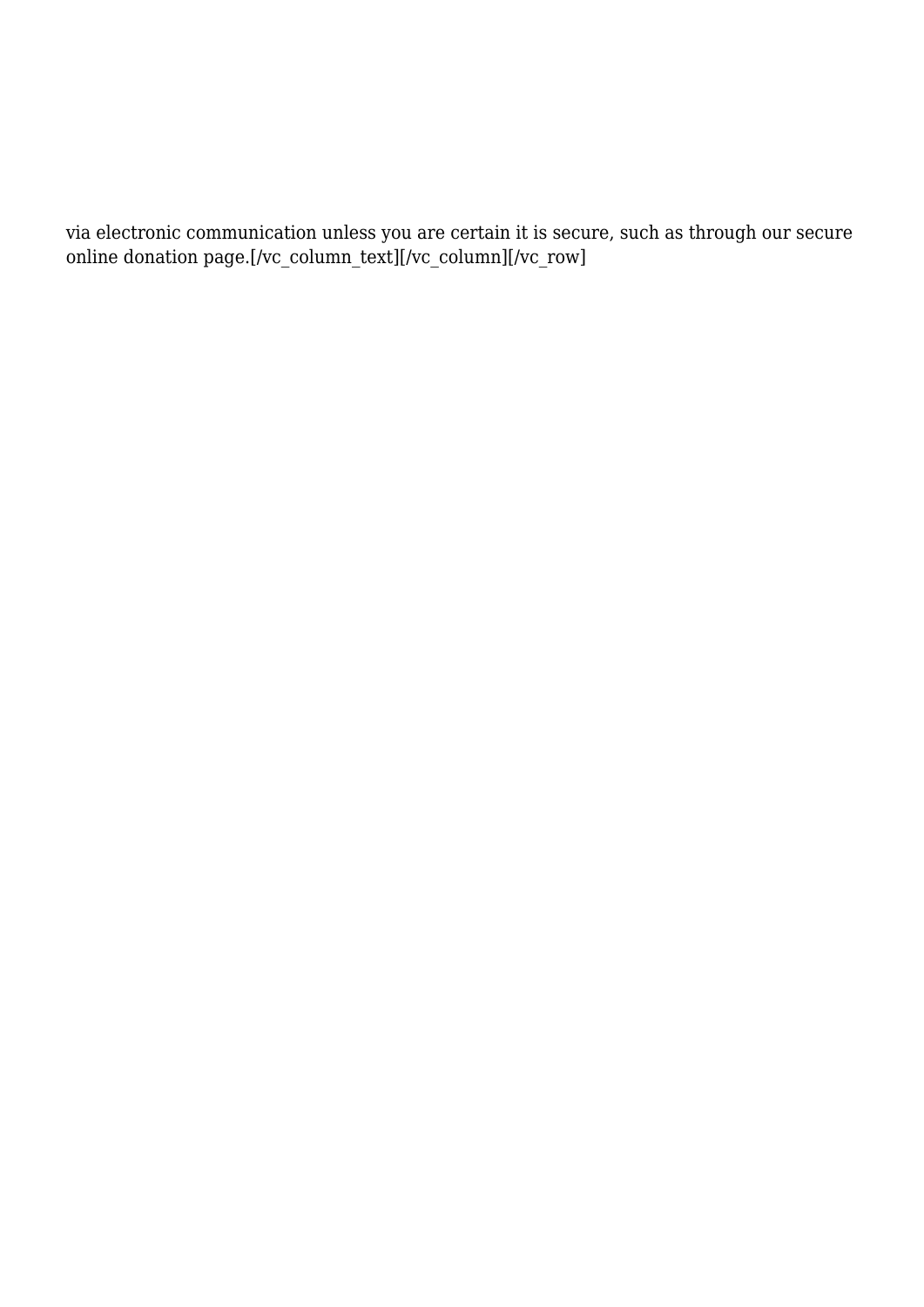via electronic communication unless you are certain it is secure, such as through our secure online donation page.[/vc_column_text][/vc_column][/vc_row]